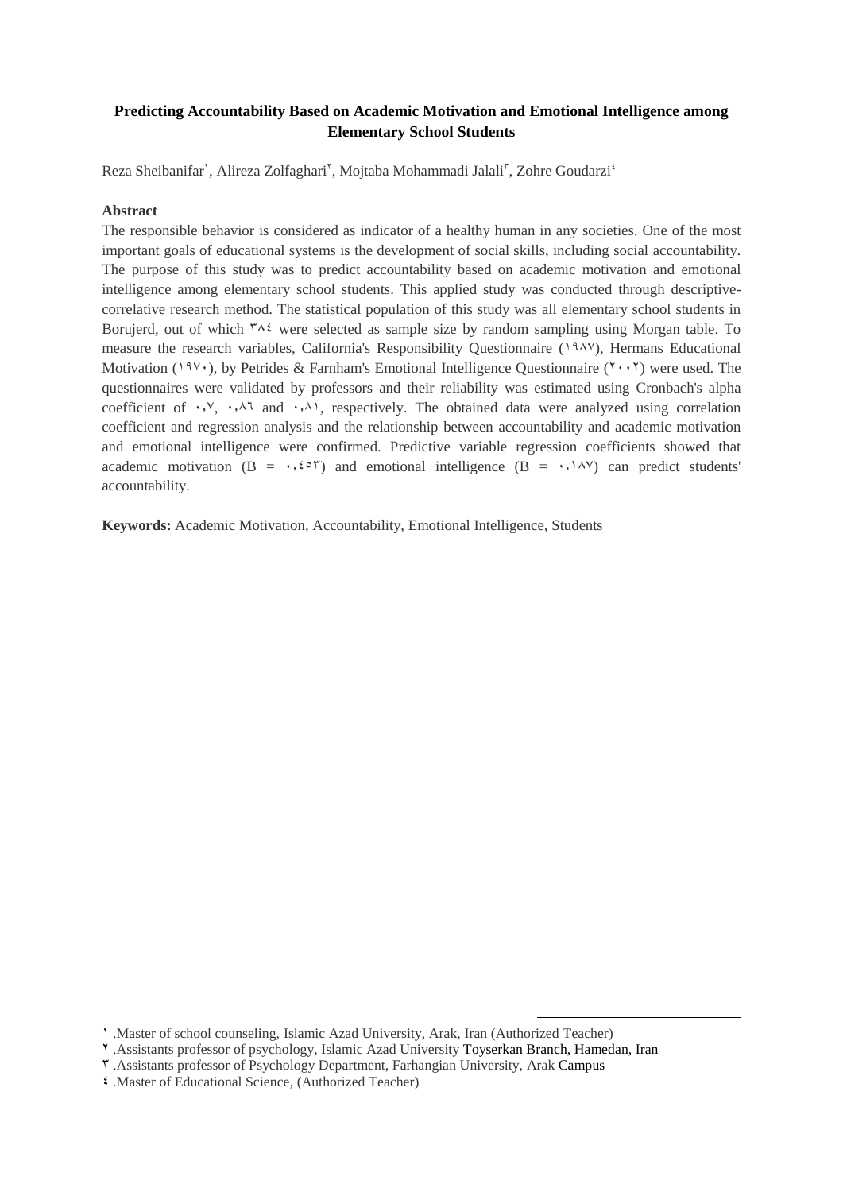# Predicting Accountability Based on Academic Motivation and Emotional Intelligence among Elementary School Students

Reza Sheibanifar[١], Alireza Zolfaghari[٢], Mojtaba Mohammadi Jalali[٣], Zohre Goudarzi[٤]

## Abstract

The responsible behavior is considered as indicator of a healthy human in any societies. One of the most important goals of educational systems is the development of social skills, including social accountability. The purpose of this study was to predict accountability based on academic motivation and emotional intelligence among elementary school students. This applied study was conducted through descriptive-correlative research method. The statistical population of this study was all elementary school students in Borujerd, out of which ٣٨٤ were selected as sample size by random sampling using Morgan table. To measure the research variables, California's Responsibility Questionnaire (١٩٨٧), Hermans Educational Motivation (١٩٧٠), by Petrides & Farnham's Emotional Intelligence Questionnaire (٢٠٠٢) were used. The questionnaires were validated by professors and their reliability was estimated using Cronbach's alpha coefficient of ٠,٧, ٠,٨٦ and ٠,٨١, respectively. The obtained data were analyzed using correlation coefficient and regression analysis and the relationship between accountability and academic motivation and emotional intelligence were confirmed. Predictive variable regression coefficients showed that academic motivation (B = ٠,٤٥٣) and emotional intelligence (B = ٠,١٨٧) can predict students' accountability.

**Keywords:** Academic Motivation, Accountability, Emotional Intelligence, Students

---

١ .Master of school counseling, Islamic Azad University, Arak, Iran (Authorized Teacher)

٢ .Assistants professor of psychology, Islamic Azad University Toyserkan Branch, Hamedan, Iran

٣ .Assistants professor of Psychology Department, Farhangian University, Arak Campus

٤ .Master of Educational Science, (Authorized Teacher)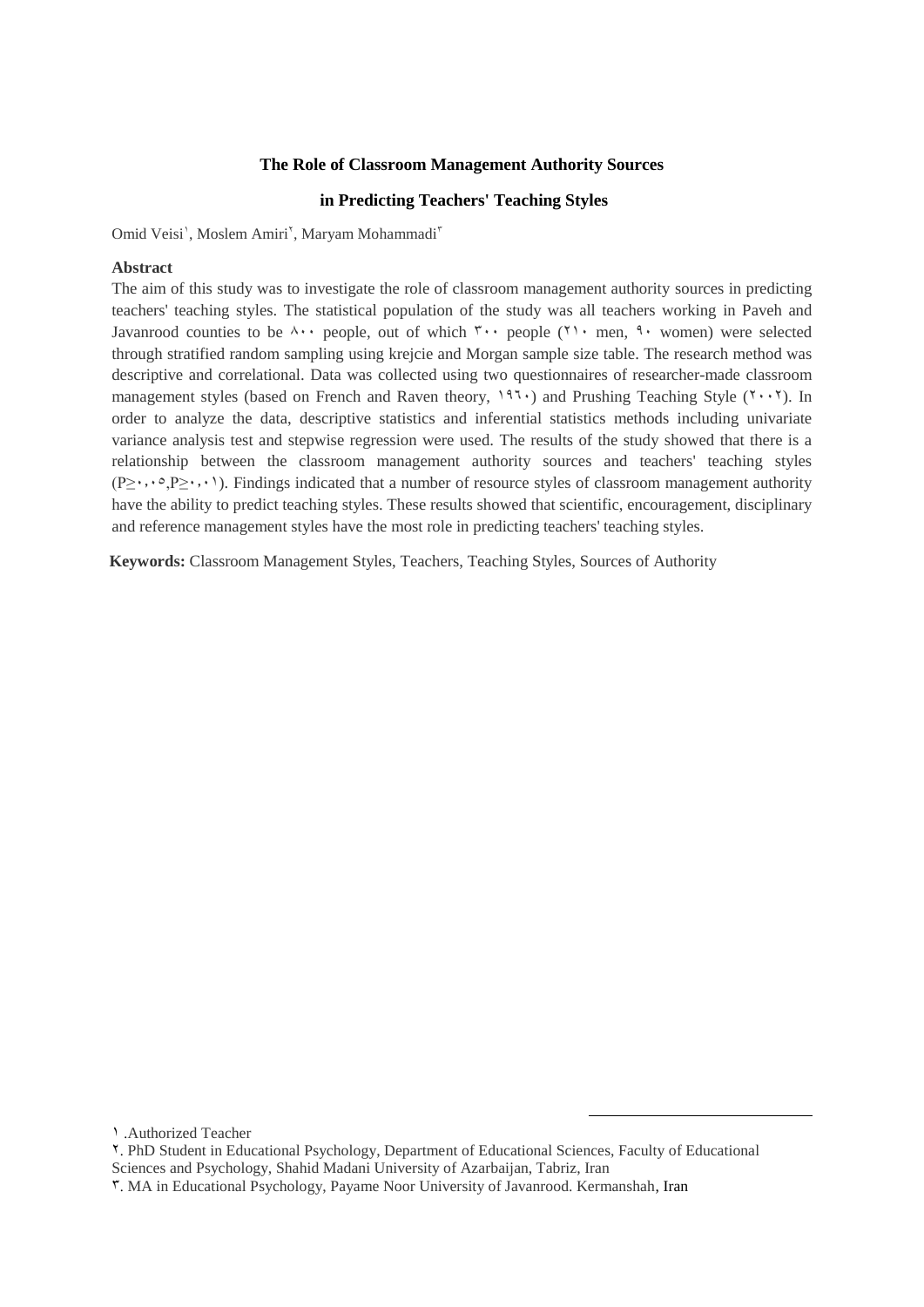**The Role of Classroom Management Authority Sources**

**in Predicting Teachers' Teaching Styles**

Omid Veisi[۱], Moslem Amiri[۲], Maryam Mohammadi[۳]

**Abstract**

The aim of this study was to investigate the role of classroom management authority sources in predicting teachers' teaching styles. The statistical population of the study was all teachers working in Paveh and Javanrood counties to be ۸۰۰ people, out of which ۳۰۰ people (۲۱۰ men, ۹۰ women) were selected through stratified random sampling using krejcie and Morgan sample size table. The research method was descriptive and correlational. Data was collected using two questionnaires of researcher-made classroom management styles (based on French and Raven theory, ۱۹۶۰) and Prushing Teaching Style (۲۰۰۲). In order to analyze the data, descriptive statistics and inferential statistics methods including univariate variance analysis test and stepwise regression were used. The results of the study showed that there is a relationship between the classroom management authority sources and teachers' teaching styles (P≥۰,۰۵,P≥۰,۰۱). Findings indicated that a number of resource styles of classroom management authority have the ability to predict teaching styles. These results showed that scientific, encouragement, disciplinary and reference management styles have the most role in predicting teachers' teaching styles.

**Keywords:** Classroom Management Styles, Teachers, Teaching Styles, Sources of Authority

---

۱ .Authorized Teacher

۲. PhD Student in Educational Psychology, Department of Educational Sciences, Faculty of Educational Sciences and Psychology, Shahid Madani University of Azarbaijan, Tabriz, Iran

۳. MA in Educational Psychology, Payame Noor University of Javanrood. Kermanshah, Iran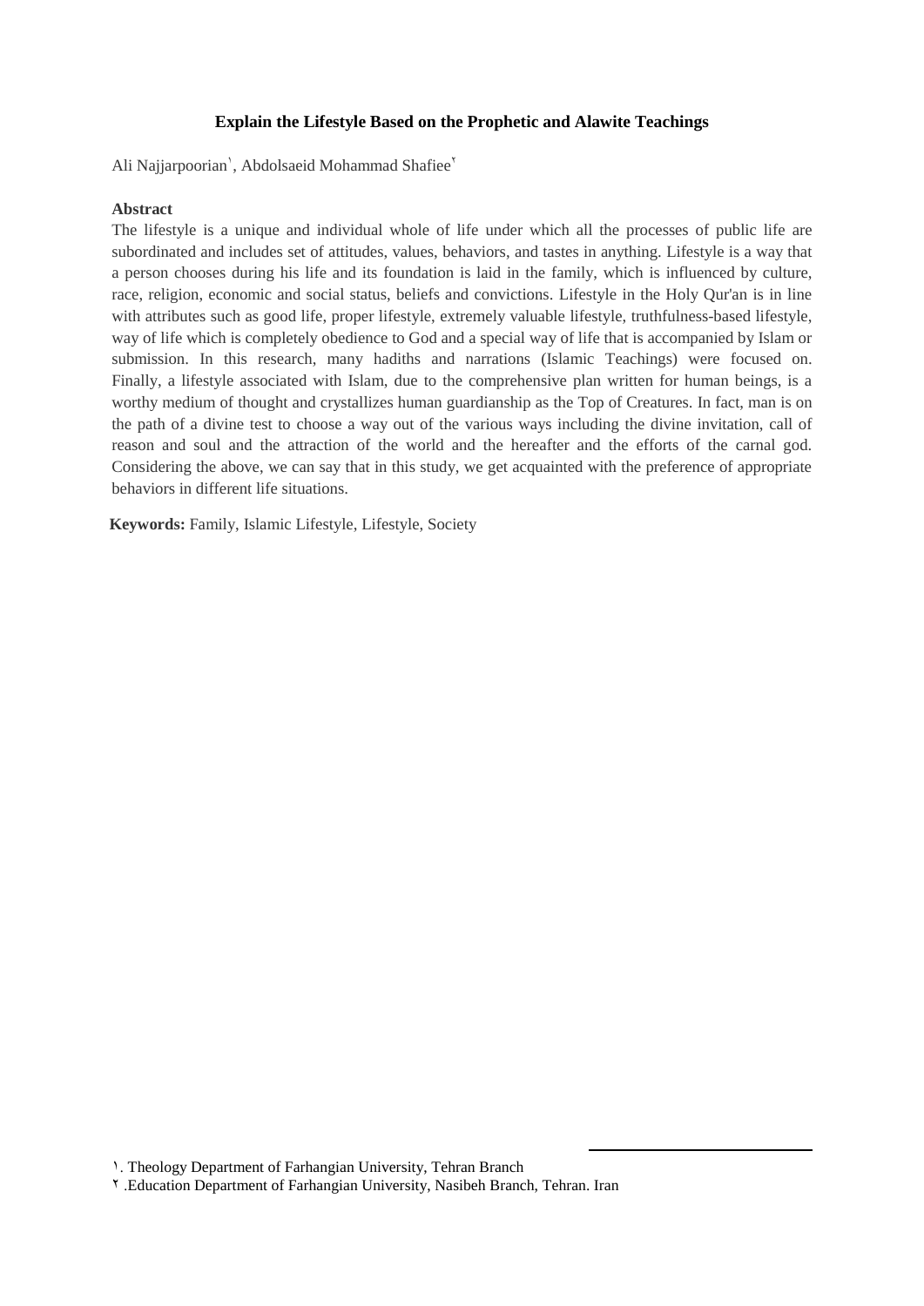**Explain the Lifestyle Based on the Prophetic and Alawite Teachings**

Ali Najjarpoorian[1], Abdolsaeid Mohammad Shafiee[2]

**Abstract**

The lifestyle is a unique and individual whole of life under which all the processes of public life are subordinated and includes set of attitudes, values, behaviors, and tastes in anything. Lifestyle is a way that a person chooses during his life and its foundation is laid in the family, which is influenced by culture, race, religion, economic and social status, beliefs and convictions. Lifestyle in the Holy Qur'an is in line with attributes such as good life, proper lifestyle, extremely valuable lifestyle, truthfulness-based lifestyle, way of life which is completely obedience to God and a special way of life that is accompanied by Islam or submission. In this research, many hadiths and narrations (Islamic Teachings) were focused on. Finally, a lifestyle associated with Islam, due to the comprehensive plan written for human beings, is a worthy medium of thought and crystallizes human guardianship as the Top of Creatures. In fact, man is on the path of a divine test to choose a way out of the various ways including the divine invitation, call of reason and soul and the attraction of the world and the hereafter and the efforts of the carnal god. Considering the above, we can say that in this study, we get acquainted with the preference of appropriate behaviors in different life situations.

**Keywords:** Family, Islamic Lifestyle, Lifestyle, Society

---

[1]. Theology Department of Farhangian University, Tehran Branch

[2]. Education Department of Farhangian University, Nasibeh Branch, Tehran. Iran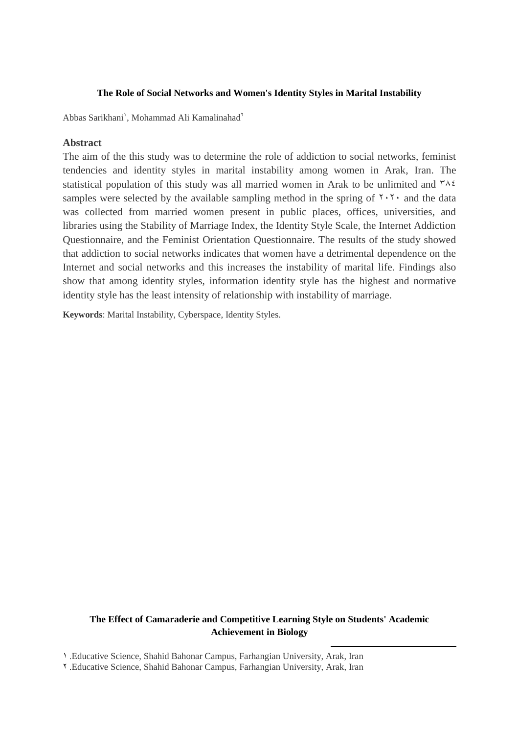### The Role of Social Networks and Women's Identity Styles in Marital Instability

Abbas Sarikhani[1], Mohammad Ali Kamalinahad[2]

## Abstract

The aim of the this study was to determine the role of addiction to social networks, feminist tendencies and identity styles in marital instability among women in Arak, Iran. The statistical population of this study was all married women in Arak to be unlimited and ٣٨٤ samples were selected by the available sampling method in the spring of ٢٠٢٠ and the data was collected from married women present in public places, offices, universities, and libraries using the Stability of Marriage Index, the Identity Style Scale, the Internet Addiction Questionnaire, and the Feminist Orientation Questionnaire. The results of the study showed that addiction to social networks indicates that women have a detrimental dependence on the Internet and social networks and this increases the instability of marital life. Findings also show that among identity styles, information identity style has the highest and normative identity style has the least intensity of relationship with instability of marriage.

**Keywords**: Marital Instability, Cyberspace, Identity Styles.

### The Effect of Camaraderie and Competitive Learning Style on Students' Academic Achievement in Biology

---

١ .Educative Science, Shahid Bahonar Campus, Farhangian University, Arak, Iran

٢ .Educative Science, Shahid Bahonar Campus, Farhangian University, Arak, Iran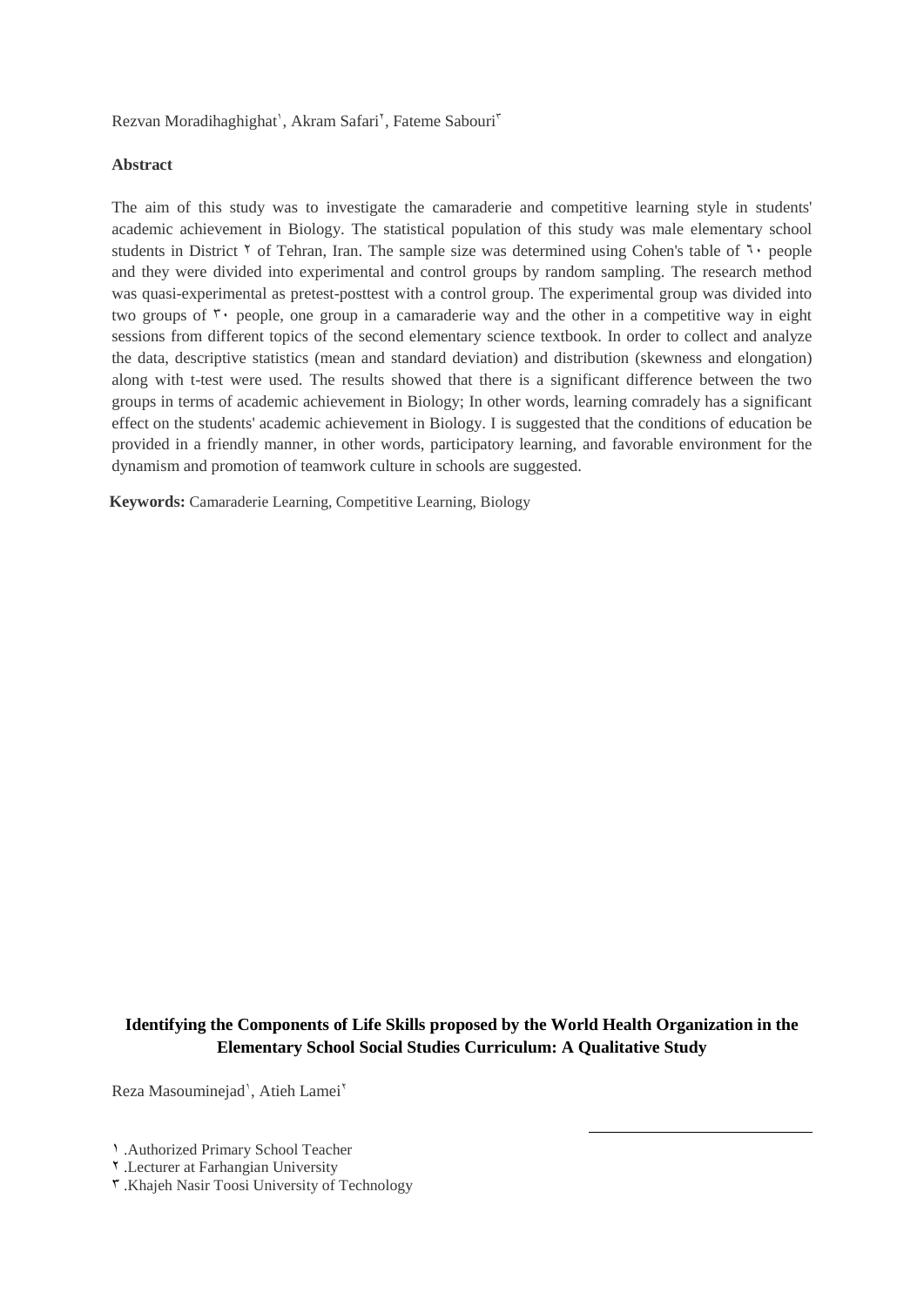Rezvan Moradihaghighat[۱], Akram Safari[۲], Fateme Sabouri[۳]

**Abstract**

The aim of this study was to investigate the camaraderie and competitive learning style in students' academic achievement in Biology. The statistical population of this study was male elementary school students in District ۲ of Tehran, Iran. The sample size was determined using Cohen's table of ٦٠ people and they were divided into experimental and control groups by random sampling. The research method was quasi-experimental as pretest-posttest with a control group. The experimental group was divided into two groups of ۳۰ people, one group in a camaraderie way and the other in a competitive way in eight sessions from different topics of the second elementary science textbook. In order to collect and analyze the data, descriptive statistics (mean and standard deviation) and distribution (skewness and elongation) along with t-test were used. The results showed that there is a significant difference between the two groups in terms of academic achievement in Biology; In other words, learning comradely has a significant effect on the students' academic achievement in Biology. I is suggested that the conditions of education be provided in a friendly manner, in other words, participatory learning, and favorable environment for the dynamism and promotion of teamwork culture in schools are suggested.

**Keywords:** Camaraderie Learning, Competitive Learning, Biology

## Identifying the Components of Life Skills proposed by the World Health Organization in the Elementary School Social Studies Curriculum: A Qualitative Study

Reza Masouminejad[۱], Atieh Lamei[۲]

۱ .Authorized Primary School Teacher
۲ .Lecturer at Farhangian University
۳ .Khajeh Nasir Toosi University of Technology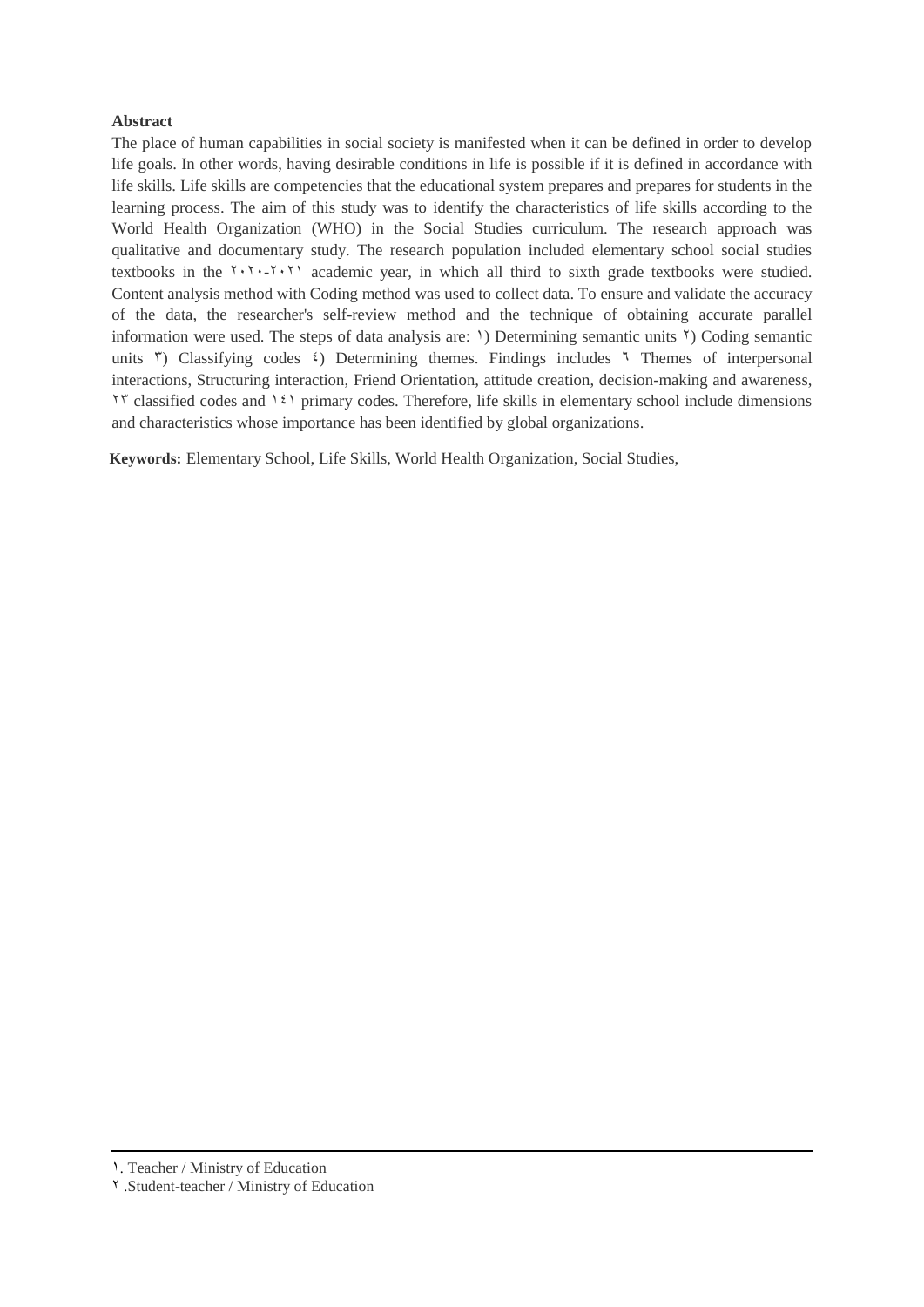**Abstract**

The place of human capabilities in social society is manifested when it can be defined in order to develop life goals. In other words, having desirable conditions in life is possible if it is defined in accordance with life skills. Life skills are competencies that the educational system prepares and prepares for students in the learning process. The aim of this study was to identify the characteristics of life skills according to the World Health Organization (WHO) in the Social Studies curriculum. The research approach was qualitative and documentary study. The research population included elementary school social studies textbooks in the ٢٠٢٠-٢٠٢١ academic year, in which all third to sixth grade textbooks were studied. Content analysis method with Coding method was used to collect data. To ensure and validate the accuracy of the data, the researcher's self-review method and the technique of obtaining accurate parallel information were used. The steps of data analysis are: ١) Determining semantic units ٢) Coding semantic units ٣) Classifying codes ٤) Determining themes. Findings includes ٦ Themes of interpersonal interactions, Structuring interaction, Friend Orientation, attitude creation, decision-making and awareness, ٢٣ classified codes and ١٤١ primary codes. Therefore, life skills in elementary school include dimensions and characteristics whose importance has been identified by global organizations.

**Keywords:** Elementary School, Life Skills, World Health Organization, Social Studies,

---

١. Teacher / Ministry of Education

٢ .Student-teacher / Ministry of Education